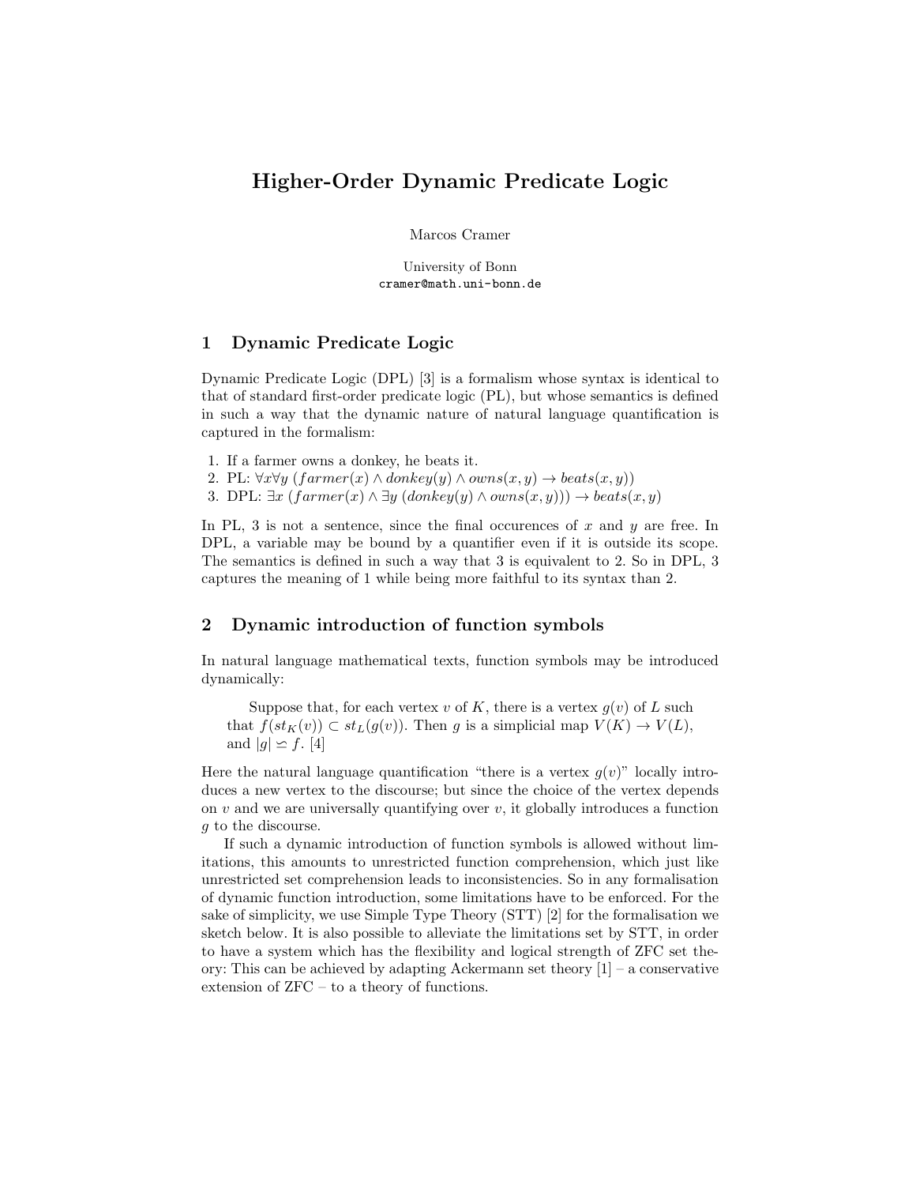# Higher-Order Dynamic Predicate Logic

Marcos Cramer

University of Bonn
cramer@math.uni-bonn.de

## 1 Dynamic Predicate Logic

Dynamic Predicate Logic (DPL) [3] is a formalism whose syntax is identical to that of standard first-order predicate logic (PL), but whose semantics is defined in such a way that the dynamic nature of natural language quantification is captured in the formalism:

1. If a farmer owns a donkey, he beats it.
2. PL: $\forall x \forall y \; (farmer(x) \wedge donkey(y) \wedge owns(x, y) \rightarrow beats(x, y))$
3. DPL: $\exists x \; (farmer(x) \wedge \exists y \; (donkey(y) \wedge owns(x, y))) \rightarrow beats(x, y)$

In PL, 3 is not a sentence, since the final occurences of $x$ and $y$ are free. In DPL, a variable may be bound by a quantifier even if it is outside its scope. The semantics is defined in such a way that 3 is equivalent to 2. So in DPL, 3 captures the meaning of 1 while being more faithful to its syntax than 2.

## 2 Dynamic introduction of function symbols

In natural language mathematical texts, function symbols may be introduced dynamically:

> Suppose that, for each vertex $v$ of $K$, there is a vertex $g(v)$ of $L$ such that $f(st_K(v)) \subset st_L(g(v))$. Then $g$ is a simplicial map $V(K) \rightarrow V(L)$, and $|g| \simeq f$. [4]

Here the natural language quantification "there is a vertex $g(v)$" locally introduces a new vertex to the discourse; but since the choice of the vertex depends on $v$ and we are universally quantifying over $v$, it globally introduces a function $g$ to the discourse.

If such a dynamic introduction of function symbols is allowed without limitations, this amounts to unrestricted function comprehension, which just like unrestricted set comprehension leads to inconsistencies. So in any formalisation of dynamic function introduction, some limitations have to be enforced. For the sake of simplicity, we use Simple Type Theory (STT) [2] for the formalisation we sketch below. It is also possible to alleviate the limitations set by STT, in order to have a system which has the flexibility and logical strength of ZFC set theory: This can be achieved by adapting Ackermann set theory [1] – a conservative extension of ZFC – to a theory of functions.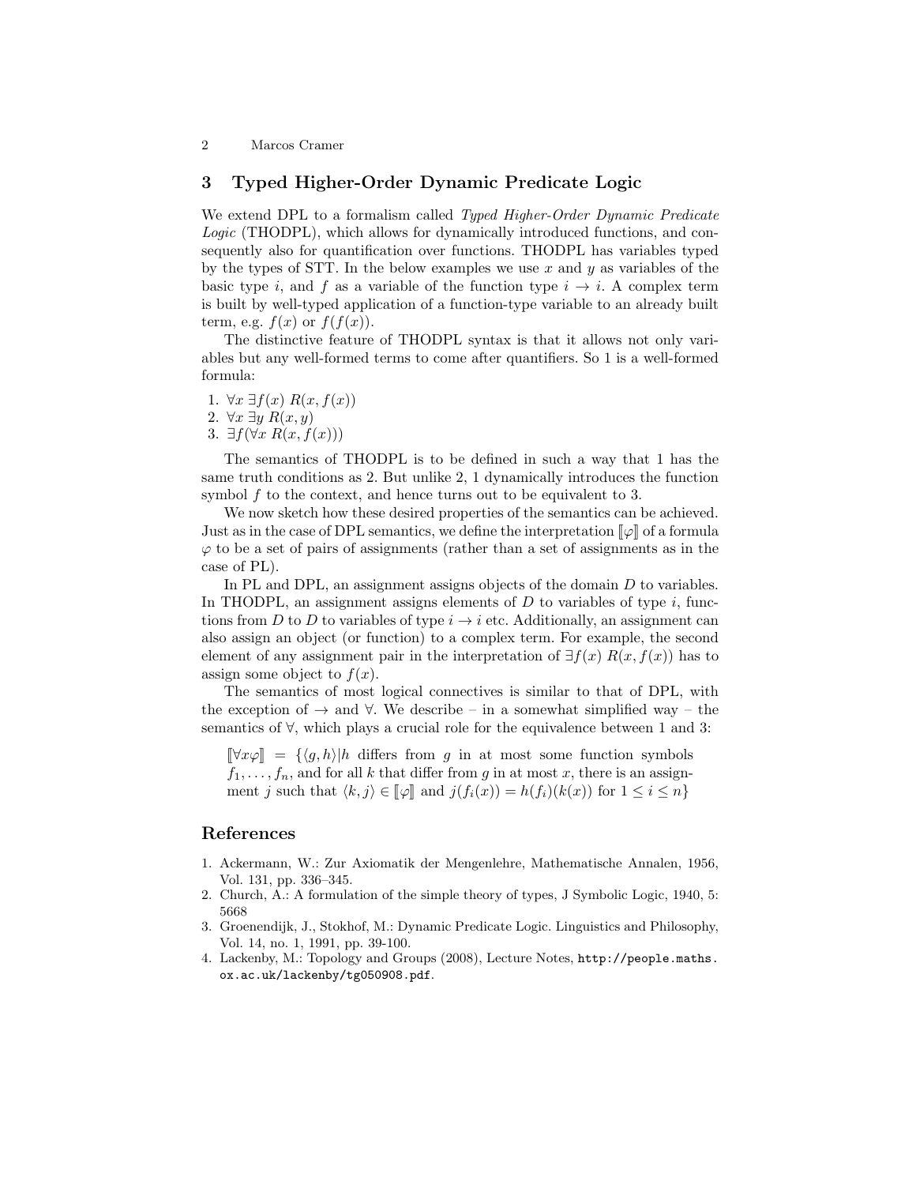## 3 Typed Higher-Order Dynamic Predicate Logic

We extend DPL to a formalism called *Typed Higher-Order Dynamic Predicate Logic* (THODPL), which allows for dynamically introduced functions, and consequently also for quantification over functions. THODPL has variables typed by the types of STT. In the below examples we use $x$ and $y$ as variables of the basic type $i$, and $f$ as a variable of the function type $i \to i$. A complex term is built by well-typed application of a function-type variable to an already built term, e.g. $f(x)$ or $f(f(x))$.

The distinctive feature of THODPL syntax is that it allows not only variables but any well-formed terms to come after quantifiers. So 1 is a well-formed formula:

1. $\forall x \; \exists f(x) \; R(x, f(x))$
2. $\forall x \; \exists y \; R(x, y)$
3. $\exists f (\forall x \; R(x, f(x)))$

The semantics of THODPL is to be defined in such a way that 1 has the same truth conditions as 2. But unlike 2, 1 dynamically introduces the function symbol $f$ to the context, and hence turns out to be equivalent to 3.

We now sketch how these desired properties of the semantics can be achieved. Just as in the case of DPL semantics, we define the interpretation $[\![\varphi]\!]$ of a formula $\varphi$ to be a set of pairs of assignments (rather than a set of assignments as in the case of PL).

In PL and DPL, an assignment assigns objects of the domain $D$ to variables. In THODPL, an assignment assigns elements of $D$ to variables of type $i$, functions from $D$ to $D$ to variables of type $i \to i$ etc. Additionally, an assignment can also assign an object (or function) to a complex term. For example, the second element of any assignment pair in the interpretation of $\exists f(x) \; R(x, f(x))$ has to assign some object to $f(x)$.

The semantics of most logical connectives is similar to that of DPL, with the exception of $\to$ and $\forall$. We describe – in a somewhat simplified way – the semantics of $\forall$, which plays a crucial role for the equivalence between 1 and 3:

$[\![\forall x \varphi]\!] = \{\langle g, h \rangle | h$ differs from $g$ in at most some function symbols $f_1, \ldots, f_n$, and for all $k$ that differ from $g$ in at most $x$, there is an assignment $j$ such that $\langle k, j \rangle \in [\![\varphi]\!]$ and $j(f_i(x)) = h(f_i)(k(x))$ for $1 \leq i \leq n\}$

## References

1. Ackermann, W.: Zur Axiomatik der Mengenlehre, Mathematische Annalen, 1956, Vol. 131, pp. 336–345.
2. Church, A.: A formulation of the simple theory of types, J Symbolic Logic, 1940, 5: 5668
3. Groenendijk, J., Stokhof, M.: Dynamic Predicate Logic. Linguistics and Philosophy, Vol. 14, no. 1, 1991, pp. 39-100.
4. Lackenby, M.: Topology and Groups (2008), Lecture Notes, `http://people.maths.ox.ac.uk/lackenby/tg050908.pdf`.